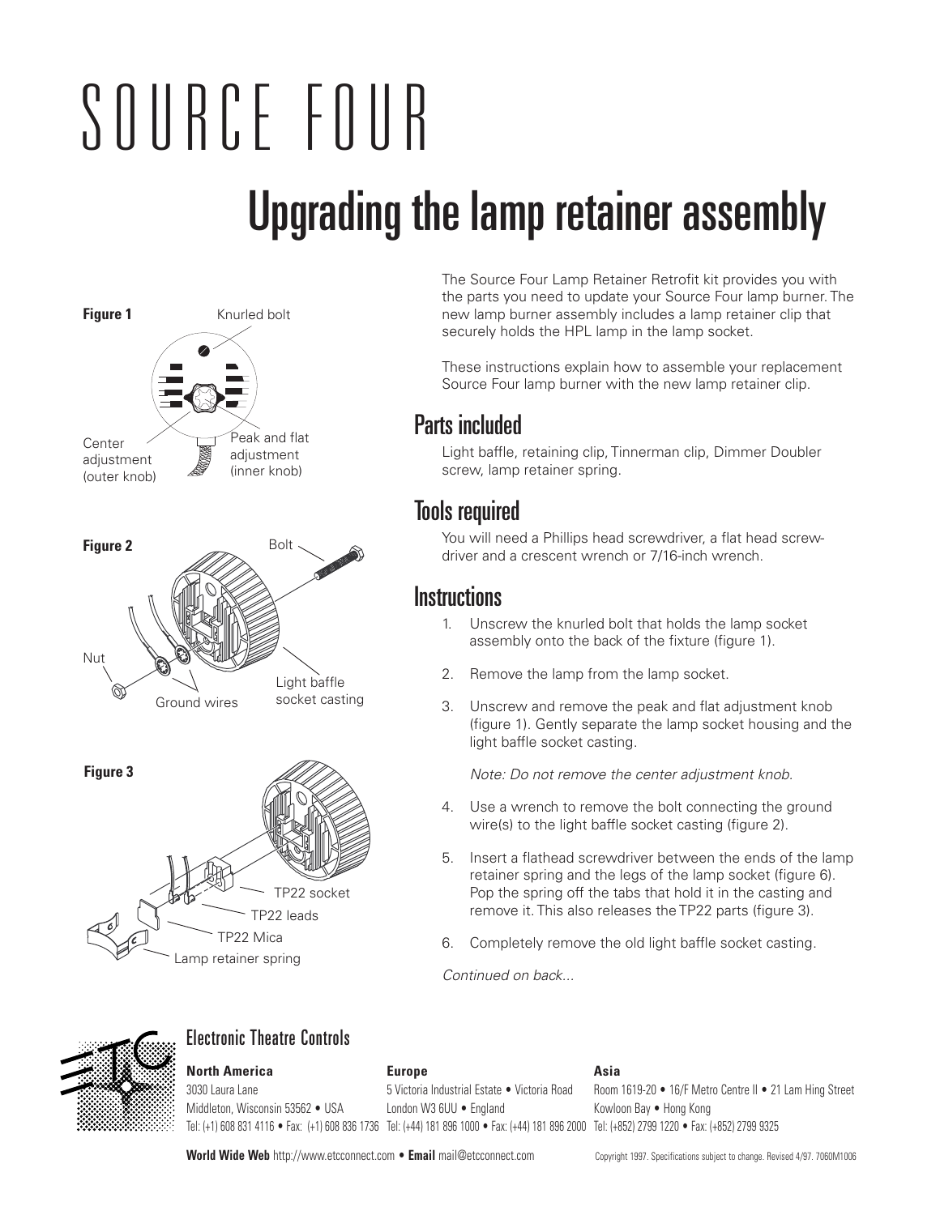# SOURCE FOUR

## Upgrading the lamp retainer assembly

**Figure 1**

Knurled bolt

Center adjustment (outer knob)

Peak and flat adjustment (inner knob)

**Figure 2**

Bolt

Nut

Ground wires

Light baffle socket casting

**Figure 3**

TP22 socket

TP22 leads

TP22 Mica

Lamp retainer spring

The Source Four Lamp Retainer Retrofit kit provides you with the parts you need to update your Source Four lamp burner. The new lamp burner assembly includes a lamp retainer clip that securely holds the HPL lamp in the lamp socket.

These instructions explain how to assemble your replacement Source Four lamp burner with the new lamp retainer clip.

### Parts included

Light baffle, retaining clip, Tinnerman clip, Dimmer Doubler screw, lamp retainer spring.

### Tools required

You will need a Phillips head screwdriver, a flat head screwdriver and a crescent wrench or 7/16-inch wrench.

### Instructions

1. Unscrew the knurled bolt that holds the lamp socket assembly onto the back of the fixture (figure 1).
2. Remove the lamp from the lamp socket.
3. Unscrew and remove the peak and flat adjustment knob (figure 1). Gently separate the lamp socket housing and the light baffle socket casting.

   *Note: Do not remove the center adjustment knob.*

4. Use a wrench to remove the bolt connecting the ground wire(s) to the light baffle socket casting (figure 2).
5. Insert a flathead screwdriver between the ends of the lamp retainer spring and the legs of the lamp socket (figure 6). Pop the spring off the tabs that hold it in the casting and remove it. This also releases the TP22 parts (figure 3).
6. Completely remove the old light baffle socket casting.

*Continued on back...*

Electronic Theatre Controls

**North America**
3030 Laura Lane
Middleton, Wisconsin 53562 • USA
Tel: (+1) 608 831 4116 • Fax: (+1) 608 836 1736

**Europe**
5 Victoria Industrial Estate • Victoria Road
London W3 6UU • England
Tel: (+44) 181 896 1000 • Fax: (+44) 181 896 2000

**Asia**
Room 1619-20 • 16/F Metro Centre II • 21 Lam Hing Street
Kowloon Bay • Hong Kong
Tel: (+852) 2799 1220 • Fax: (+852) 2799 9325

**World Wide Web** http://www.etcconnect.com • **Email** mail@etcconnect.com

Copyright 1997. Specifications subject to change. Revised 4/97. 7060M1006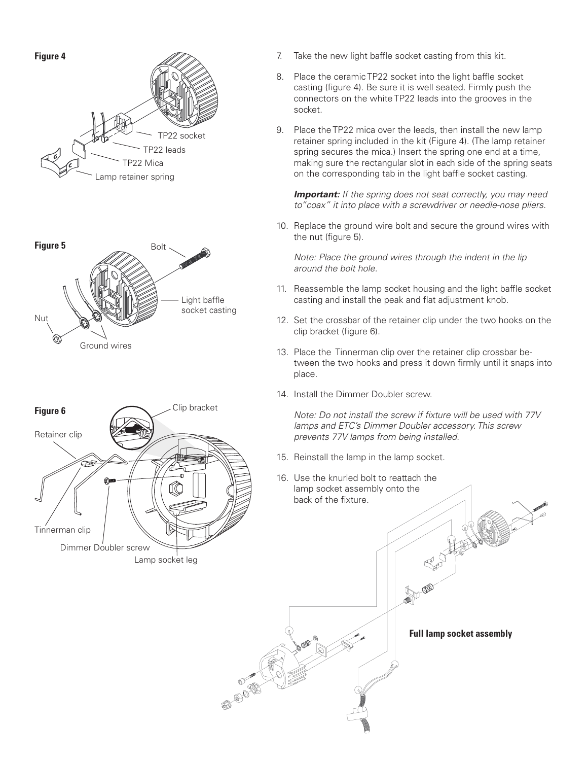**Figure 4**

TP22 socket
TP22 leads
TP22 Mica
Lamp retainer spring

**Figure 5**

Bolt
Light baffle socket casting
Nut
Ground wires

**Figure 6**

Clip bracket
Retainer clip
Tinnerman clip
Dimmer Doubler screw
Lamp socket leg

7. Take the new light baffle socket casting from this kit.
8. Place the ceramic TP22 socket into the light baffle socket casting (figure 4). Be sure it is well seated. Firmly push the connectors on the white TP22 leads into the grooves in the socket.
9. Place the TP22 mica over the leads, then install the new lamp retainer spring included in the kit (Figure 4). (The lamp retainer spring secures the mica.) Insert the spring one end at a time, making sure the rectangular slot in each side of the spring seats on the corresponding tab in the light baffle socket casting.

   ***Important:*** *If the spring does not seat correctly, you may need to "coax" it into place with a screwdriver or needle-nose pliers.*

10. Replace the ground wire bolt and secure the ground wires with the nut (figure 5).

    *Note: Place the ground wires through the indent in the lip around the bolt hole.*

11. Reassemble the lamp socket housing and the light baffle socket casting and install the peak and flat adjustment knob.
12. Set the crossbar of the retainer clip under the two hooks on the clip bracket (figure 6).
13. Place the Tinnerman clip over the retainer clip crossbar between the two hooks and press it down firmly until it snaps into place.
14. Install the Dimmer Doubler screw.

    *Note: Do not install the screw if fixture will be used with 77V lamps and ETC's Dimmer Doubler accessory. This screw prevents 77V lamps from being installed.*

15. Reinstall the lamp in the lamp socket.
16. Use the knurled bolt to reattach the lamp socket assembly onto the back of the fixture.

**Full lamp socket assembly**